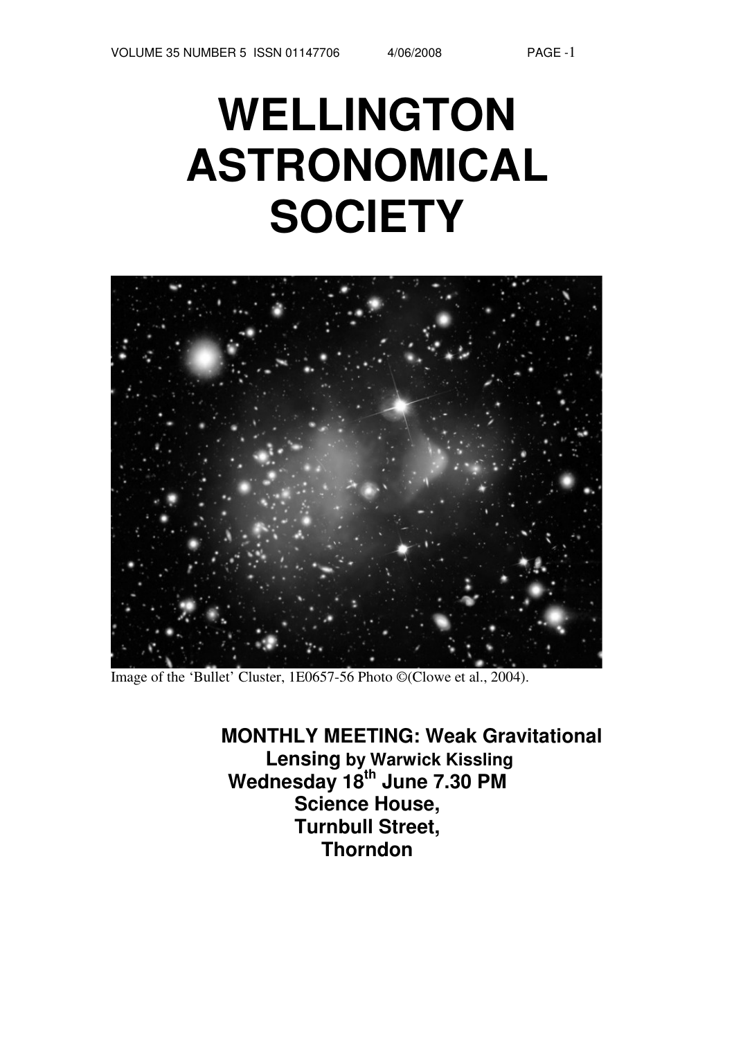# WELLINGTON ASTRONOMICAL SOCIETY

Image of the 'Bullet' Cluster, 1E0657-56 Photo ©(Clowe et al., 2004).

**MONTHLY MEETING: Weak Gravitational Lensing by Warwick Kissling**
**Wednesday 18th June 7.30 PM**
**Science House,**
**Turnbull Street,**
**Thorndon**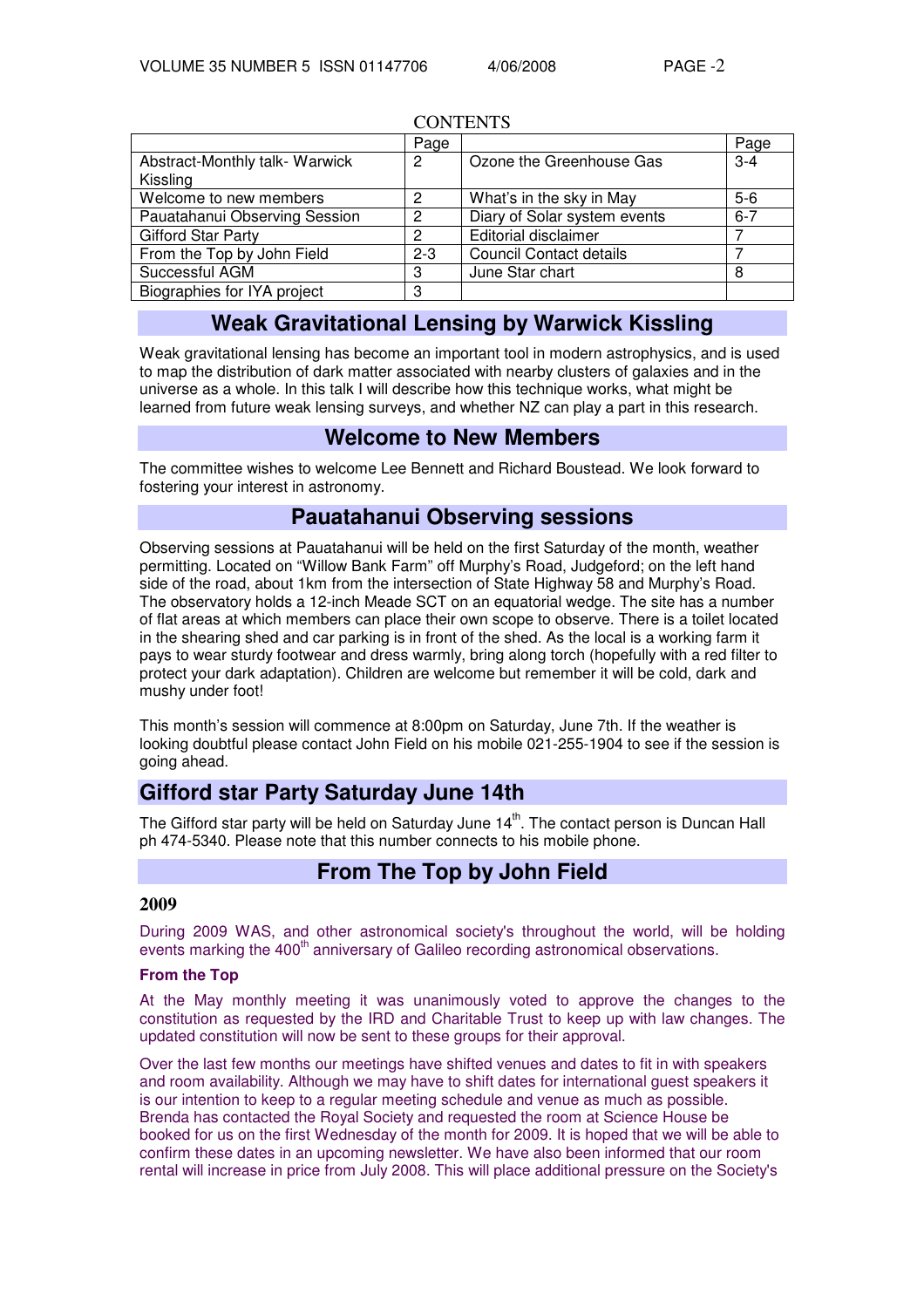CONTENTS

| | Page | | Page |
|---|---|---|---|
| Abstract-Monthly talk- Warwick Kissling | 2 | Ozone the Greenhouse Gas | 3-4 |
| Welcome to new members | 2 | What's in the sky in May | 5-6 |
| Pauatahanui Observing Session | 2 | Diary of Solar system events | 6-7 |
| Gifford Star Party | 2 | Editorial disclaimer | 7 |
| From the Top by John Field | 2-3 | Council Contact details | 7 |
| Successful AGM | 3 | June Star chart | 8 |
| Biographies for IYA project | 3 | | |

## Weak Gravitational Lensing by Warwick Kissling

Weak gravitational lensing has become an important tool in modern astrophysics, and is used to map the distribution of dark matter associated with nearby clusters of galaxies and in the universe as a whole. In this talk I will describe how this technique works, what might be learned from future weak lensing surveys, and whether NZ can play a part in this research.

## Welcome to New Members

The committee wishes to welcome Lee Bennett and Richard Boustead. We look forward to fostering your interest in astronomy.

## Pauatahanui Observing sessions

Observing sessions at Pauatahanui will be held on the first Saturday of the month, weather permitting. Located on "Willow Bank Farm" off Murphy's Road, Judgeford; on the left hand side of the road, about 1km from the intersection of State Highway 58 and Murphy's Road. The observatory holds a 12-inch Meade SCT on an equatorial wedge. The site has a number of flat areas at which members can place their own scope to observe. There is a toilet located in the shearing shed and car parking is in front of the shed. As the local is a working farm it pays to wear sturdy footwear and dress warmly, bring along torch (hopefully with a red filter to protect your dark adaptation). Children are welcome but remember it will be cold, dark and mushy under foot!

This month's session will commence at 8:00pm on Saturday, June 7th. If the weather is looking doubtful please contact John Field on his mobile 021-255-1904 to see if the session is going ahead.

## Gifford star Party Saturday June 14th

The Gifford star party will be held on Saturday June 14th. The contact person is Duncan Hall ph 474-5340. Please note that this number connects to his mobile phone.

## From The Top by John Field

### 2009

During 2009 WAS, and other astronomical society's throughout the world, will be holding events marking the 400th anniversary of Galileo recording astronomical observations.

**From the Top**

At the May monthly meeting it was unanimously voted to approve the changes to the constitution as requested by the IRD and Charitable Trust to keep up with law changes. The updated constitution will now be sent to these groups for their approval.

Over the last few months our meetings have shifted venues and dates to fit in with speakers and room availability. Although we may have to shift dates for international guest speakers it is our intention to keep to a regular meeting schedule and venue as much as possible. Brenda has contacted the Royal Society and requested the room at Science House be booked for us on the first Wednesday of the month for 2009. It is hoped that we will be able to confirm these dates in an upcoming newsletter. We have also been informed that our room rental will increase in price from July 2008. This will place additional pressure on the Society's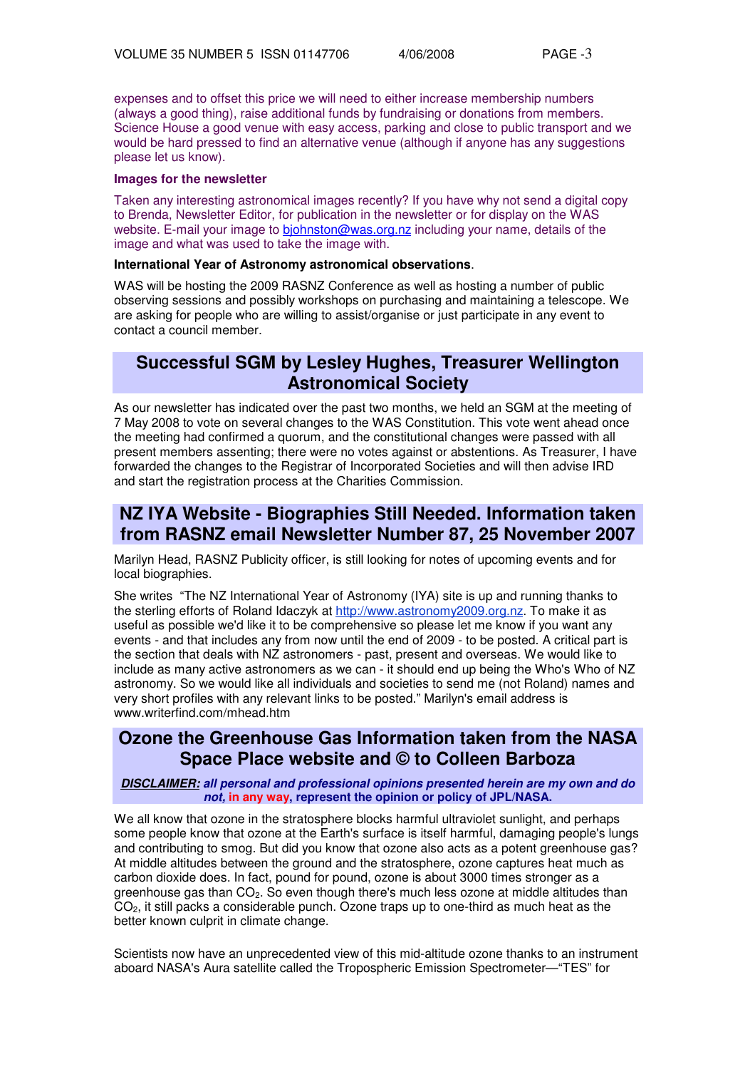expenses and to offset this price we will need to either increase membership numbers (always a good thing), raise additional funds by fundraising or donations from members. Science House a good venue with easy access, parking and close to public transport and we would be hard pressed to find an alternative venue (although if anyone has any suggestions please let us know).

**Images for the newsletter**

Taken any interesting astronomical images recently? If you have why not send a digital copy to Brenda, Newsletter Editor, for publication in the newsletter or for display on the WAS website. E-mail your image to bjohnston@was.org.nz including your name, details of the image and what was used to take the image with.

**International Year of Astronomy astronomical observations**.

WAS will be hosting the 2009 RASNZ Conference as well as hosting a number of public observing sessions and possibly workshops on purchasing and maintaining a telescope. We are asking for people who are willing to assist/organise or just participate in any event to contact a council member.

## Successful SGM by Lesley Hughes, Treasurer Wellington Astronomical Society

As our newsletter has indicated over the past two months, we held an SGM at the meeting of 7 May 2008 to vote on several changes to the WAS Constitution. This vote went ahead once the meeting had confirmed a quorum, and the constitutional changes were passed with all present members assenting; there were no votes against or abstentions. As Treasurer, I have forwarded the changes to the Registrar of Incorporated Societies and will then advise IRD and start the registration process at the Charities Commission.

## NZ IYA Website - Biographies Still Needed. Information taken from RASNZ email Newsletter Number 87, 25 November 2007

Marilyn Head, RASNZ Publicity officer, is still looking for notes of upcoming events and for local biographies.

She writes "The NZ International Year of Astronomy (IYA) site is up and running thanks to the sterling efforts of Roland Idaczyk at http://www.astronomy2009.org.nz. To make it as useful as possible we'd like it to be comprehensive so please let me know if you want any events - and that includes any from now until the end of 2009 - to be posted. A critical part is the section that deals with NZ astronomers - past, present and overseas. We would like to include as many active astronomers as we can - it should end up being the Who's Who of NZ astronomy. So we would like all individuals and societies to send me (not Roland) names and very short profiles with any relevant links to be posted." Marilyn's email address is www.writerfind.com/mhead.htm

## Ozone the Greenhouse Gas Information taken from the NASA Space Place website and © to Colleen Barboza

***DISCLAIMER:*** ***all personal and professional opinions presented herein are my own and do not,*** **in any way, represent the opinion or policy of JPL/NASA.**

We all know that ozone in the stratosphere blocks harmful ultraviolet sunlight, and perhaps some people know that ozone at the Earth's surface is itself harmful, damaging people's lungs and contributing to smog. But did you know that ozone also acts as a potent greenhouse gas? At middle altitudes between the ground and the stratosphere, ozone captures heat much as carbon dioxide does. In fact, pound for pound, ozone is about 3000 times stronger as a greenhouse gas than $CO_2$. So even though there's much less ozone at middle altitudes than $CO_2$, it still packs a considerable punch. Ozone traps up to one-third as much heat as the better known culprit in climate change.

Scientists now have an unprecedented view of this mid-altitude ozone thanks to an instrument aboard NASA's Aura satellite called the Tropospheric Emission Spectrometer—"TES" for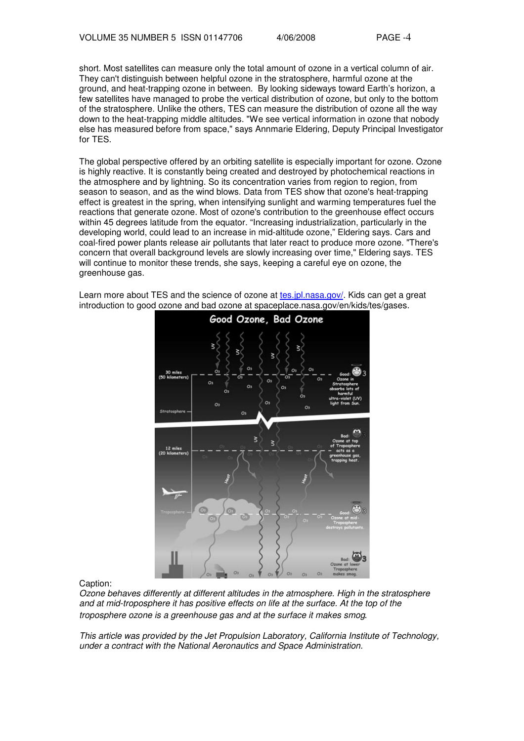short. Most satellites can measure only the total amount of ozone in a vertical column of air. They can't distinguish between helpful ozone in the stratosphere, harmful ozone at the ground, and heat-trapping ozone in between. By looking sideways toward Earth's horizon, a few satellites have managed to probe the vertical distribution of ozone, but only to the bottom of the stratosphere. Unlike the others, TES can measure the distribution of ozone all the way down to the heat-trapping middle altitudes. "We see vertical information in ozone that nobody else has measured before from space," says Annmarie Eldering, Deputy Principal Investigator for TES.

The global perspective offered by an orbiting satellite is especially important for ozone. Ozone is highly reactive. It is constantly being created and destroyed by photochemical reactions in the atmosphere and by lightning. So its concentration varies from region to region, from season to season, and as the wind blows. Data from TES show that ozone's heat-trapping effect is greatest in the spring, when intensifying sunlight and warming temperatures fuel the reactions that generate ozone. Most of ozone's contribution to the greenhouse effect occurs within 45 degrees latitude from the equator. "Increasing industrialization, particularly in the developing world, could lead to an increase in mid-altitude ozone," Eldering says. Cars and coal-fired power plants release air pollutants that later react to produce more ozone. "There's concern that overall background levels are slowly increasing over time," Eldering says. TES will continue to monitor these trends, she says, keeping a careful eye on ozone, the greenhouse gas.

Learn more about TES and the science of ozone at [tes.jpl.nasa.gov/](tes.jpl.nasa.gov/). Kids can get a great introduction to good ozone and bad ozone at spaceplace.nasa.gov/en/kids/tes/gases.

Good Ozone, Bad Ozone

30 miles (50 kilometers)

Stratosphere

12 miles (20 kilometers)

Troposphere

Good: Ozone in Stratosphere absorbs lots of harmful ultra-violet (UV) light from Sun.

Bad: Ozone at top of Troposphere acts as a greenhouse gas, trapping heat.

Good: Ozone at mid-Troposphere destroys pollutants.

Bad: Ozone at lower Troposphere makes smog.

Caption:

*Ozone behaves differently at different altitudes in the atmosphere. High in the stratosphere and at mid-troposphere it has positive effects on life at the surface. At the top of the troposphere ozone is a greenhouse gas and at the surface it makes smog.*

*This article was provided by the Jet Propulsion Laboratory, California Institute of Technology, under a contract with the National Aeronautics and Space Administration.*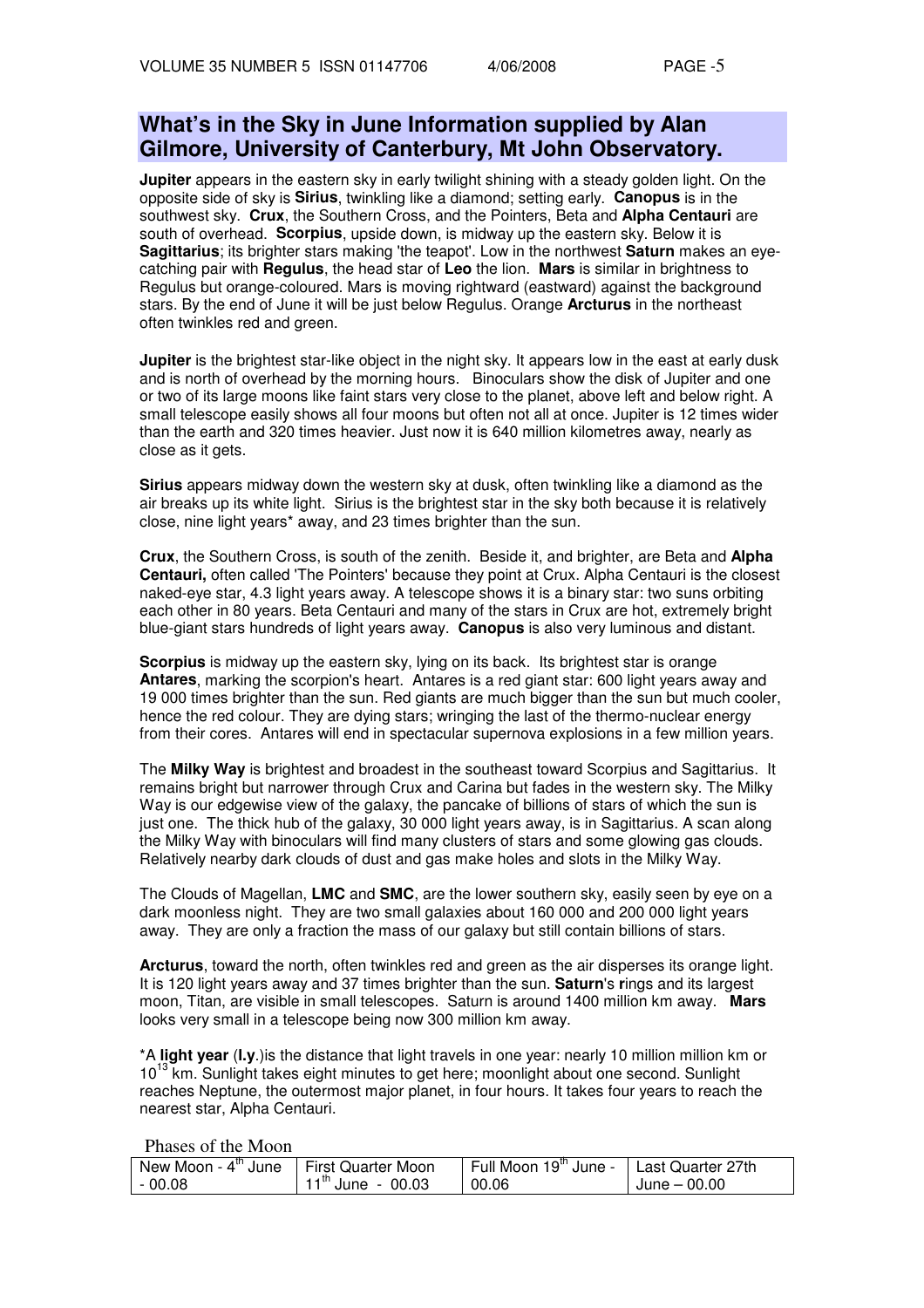## What's in the Sky in June Information supplied by Alan Gilmore, University of Canterbury, Mt John Observatory.

**Jupiter** appears in the eastern sky in early twilight shining with a steady golden light. On the opposite side of sky is **Sirius**, twinkling like a diamond; setting early. **Canopus** is in the southwest sky. **Crux**, the Southern Cross, and the Pointers, Beta and **Alpha Centauri** are south of overhead. **Scorpius**, upside down, is midway up the eastern sky. Below it is **Sagittarius**; its brighter stars making 'the teapot'. Low in the northwest **Saturn** makes an eye-catching pair with **Regulus**, the head star of **Leo** the lion. **Mars** is similar in brightness to Regulus but orange-coloured. Mars is moving rightward (eastward) against the background stars. By the end of June it will be just below Regulus. Orange **Arcturus** in the northeast often twinkles red and green.

**Jupiter** is the brightest star-like object in the night sky. It appears low in the east at early dusk and is north of overhead by the morning hours. Binoculars show the disk of Jupiter and one or two of its large moons like faint stars very close to the planet, above left and below right. A small telescope easily shows all four moons but often not all at once. Jupiter is 12 times wider than the earth and 320 times heavier. Just now it is 640 million kilometres away, nearly as close as it gets.

**Sirius** appears midway down the western sky at dusk, often twinkling like a diamond as the air breaks up its white light. Sirius is the brightest star in the sky both because it is relatively close, nine light years* away, and 23 times brighter than the sun.

**Crux**, the Southern Cross, is south of the zenith. Beside it, and brighter, are Beta and **Alpha Centauri,** often called 'The Pointers' because they point at Crux. Alpha Centauri is the closest naked-eye star, 4.3 light years away. A telescope shows it is a binary star: two suns orbiting each other in 80 years. Beta Centauri and many of the stars in Crux are hot, extremely bright blue-giant stars hundreds of light years away. **Canopus** is also very luminous and distant.

**Scorpius** is midway up the eastern sky, lying on its back. Its brightest star is orange **Antares**, marking the scorpion's heart. Antares is a red giant star: 600 light years away and 19 000 times brighter than the sun. Red giants are much bigger than the sun but much cooler, hence the red colour. They are dying stars; wringing the last of the thermo-nuclear energy from their cores. Antares will end in spectacular supernova explosions in a few million years.

The **Milky Way** is brightest and broadest in the southeast toward Scorpius and Sagittarius. It remains bright but narrower through Crux and Carina but fades in the western sky. The Milky Way is our edgewise view of the galaxy, the pancake of billions of stars of which the sun is just one. The thick hub of the galaxy, 30 000 light years away, is in Sagittarius. A scan along the Milky Way with binoculars will find many clusters of stars and some glowing gas clouds. Relatively nearby dark clouds of dust and gas make holes and slots in the Milky Way.

The Clouds of Magellan, **LMC** and **SMC**, are the lower southern sky, easily seen by eye on a dark moonless night. They are two small galaxies about 160 000 and 200 000 light years away. They are only a fraction the mass of our galaxy but still contain billions of stars.

**Arcturus**, toward the north, often twinkles red and green as the air disperses its orange light. It is 120 light years away and 37 times brighter than the sun. **Saturn**'s **r**ings and its largest moon, Titan, are visible in small telescopes. Saturn is around 1400 million km away. **Mars** looks very small in a telescope being now 300 million km away.

*A **light year** (**l.y**.)is the distance that light travels in one year: nearly 10 million million km or $10^{13}$ km. Sunlight takes eight minutes to get here; moonlight about one second. Sunlight reaches Neptune, the outermost major planet, in four hours. It takes four years to reach the nearest star, Alpha Centauri.

Phases of the Moon

| | | | |
|---|---|---|---|
| New Moon - 4th June - 00.08 | First Quarter Moon 11th June - 00.03 | Full Moon 19th June - 00.06 | Last Quarter 27th June – 00.00 |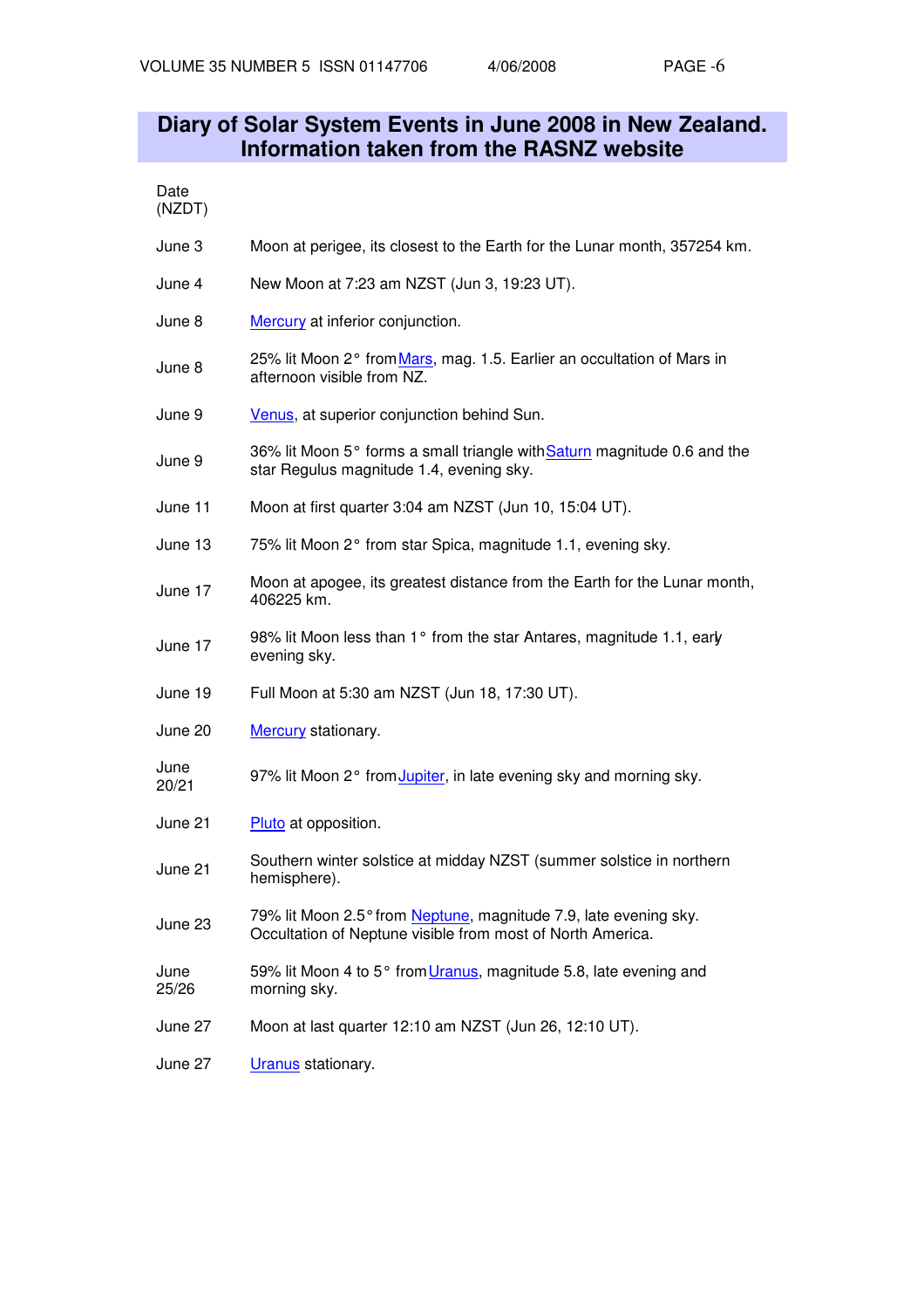## Diary of Solar System Events in June 2008 in New Zealand. Information taken from the RASNZ website

| Date (NZDT) | |
|---|---|
| June 3 | Moon at perigee, its closest to the Earth for the Lunar month, 357254 km. |
| June 4 | New Moon at 7:23 am NZST (Jun 3, 19:23 UT). |
| June 8 | Mercury at inferior conjunction. |
| June 8 | 25% lit Moon 2° from Mars, mag. 1.5. Earlier an occultation of Mars in afternoon visible from NZ. |
| June 9 | Venus, at superior conjunction behind Sun. |
| June 9 | 36% lit Moon 5° forms a small triangle with Saturn magnitude 0.6 and the star Regulus magnitude 1.4, evening sky. |
| June 11 | Moon at first quarter 3:04 am NZST (Jun 10, 15:04 UT). |
| June 13 | 75% lit Moon 2° from star Spica, magnitude 1.1, evening sky. |
| June 17 | Moon at apogee, its greatest distance from the Earth for the Lunar month, 406225 km. |
| June 17 | 98% lit Moon less than 1° from the star Antares, magnitude 1.1, early evening sky. |
| June 19 | Full Moon at 5:30 am NZST (Jun 18, 17:30 UT). |
| June 20 | Mercury stationary. |
| June 20/21 | 97% lit Moon 2° from Jupiter, in late evening sky and morning sky. |
| June 21 | Pluto at opposition. |
| June 21 | Southern winter solstice at midday NZST (summer solstice in northern hemisphere). |
| June 23 | 79% lit Moon 2.5° from Neptune, magnitude 7.9, late evening sky. Occultation of Neptune visible from most of North America. |
| June 25/26 | 59% lit Moon 4 to 5° from Uranus, magnitude 5.8, late evening and morning sky. |
| June 27 | Moon at last quarter 12:10 am NZST (Jun 26, 12:10 UT). |
| June 27 | Uranus stationary. |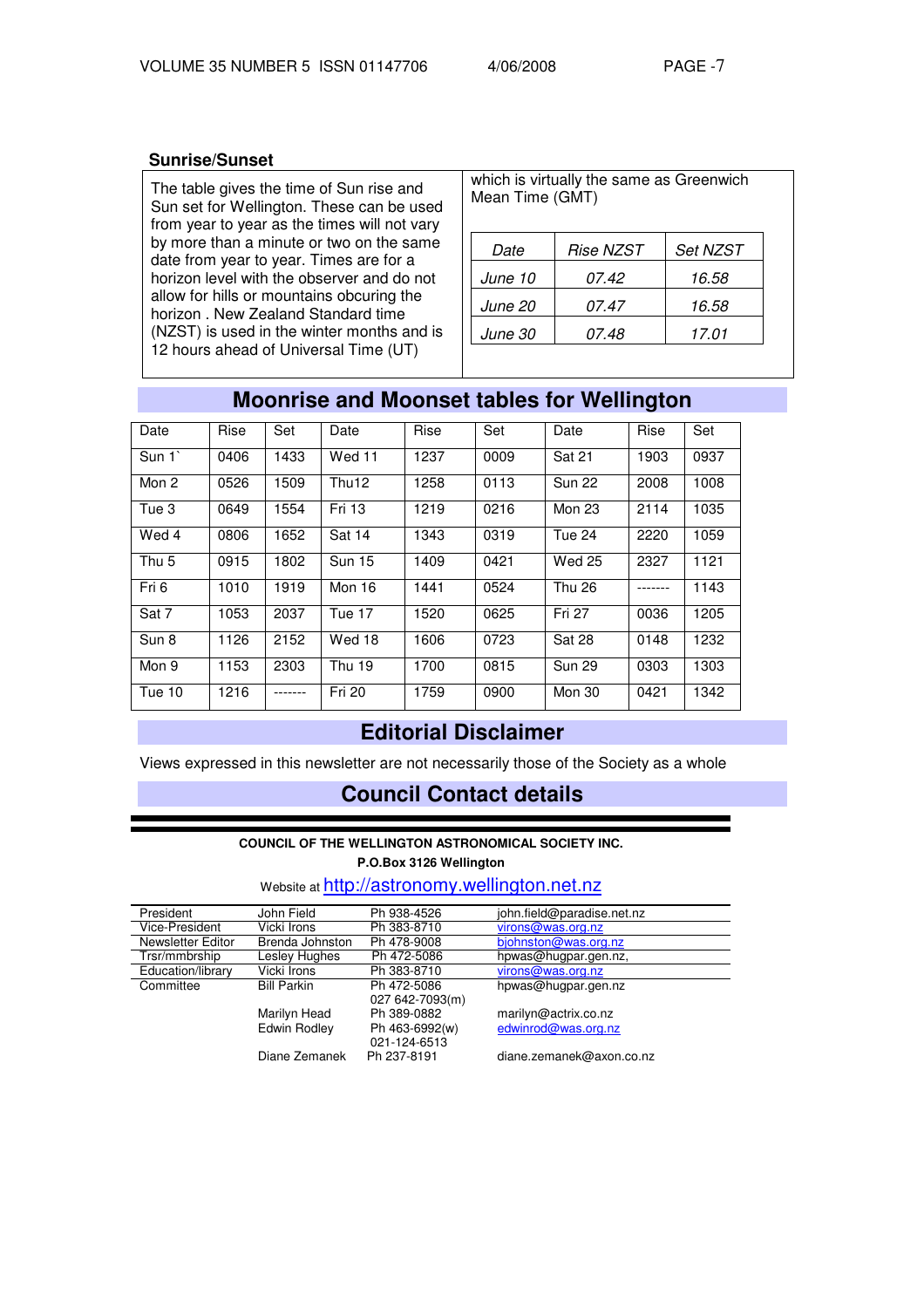## Sunrise/Sunset

The table gives the time of Sun rise and Sun set for Wellington. These can be used from year to year as the times will not vary by more than a minute or two on the same date from year to year. Times are for a horizon level with the observer and do not allow for hills or mountains obcuring the horizon . New Zealand Standard time (NZST) is used in the winter months and is 12 hours ahead of Universal Time (UT) which is virtually the same as Greenwich Mean Time (GMT)

| *Date* | *Rise NZST* | *Set NZST* |
|---|---|---|
| *June 10* | *07.42* | *16.58* |
| *June 20* | *07.47* | *16.58* |
| *June 30* | *07.48* | *17.01* |

# Moonrise and Moonset tables for Wellington

| Date | Rise | Set | Date | Rise | Set | Date | Rise | Set |
|---|---|---|---|---|---|---|---|---|
| Sun 1` | 0406 | 1433 | Wed 11 | 1237 | 0009 | Sat 21 | 1903 | 0937 |
| Mon 2 | 0526 | 1509 | Thu12 | 1258 | 0113 | Sun 22 | 2008 | 1008 |
| Tue 3 | 0649 | 1554 | Fri 13 | 1219 | 0216 | Mon 23 | 2114 | 1035 |
| Wed 4 | 0806 | 1652 | Sat 14 | 1343 | 0319 | Tue 24 | 2220 | 1059 |
| Thu 5 | 0915 | 1802 | Sun 15 | 1409 | 0421 | Wed 25 | 2327 | 1121 |
| Fri 6 | 1010 | 1919 | Mon 16 | 1441 | 0524 | Thu 26 | ------- | 1143 |
| Sat 7 | 1053 | 2037 | Tue 17 | 1520 | 0625 | Fri 27 | 0036 | 1205 |
| Sun 8 | 1126 | 2152 | Wed 18 | 1606 | 0723 | Sat 28 | 0148 | 1232 |
| Mon 9 | 1153 | 2303 | Thu 19 | 1700 | 0815 | Sun 29 | 0303 | 1303 |
| Tue 10 | 1216 | ------- | Fri 20 | 1759 | 0900 | Mon 30 | 0421 | 1342 |

# Editorial Disclaimer

Views expressed in this newsletter are not necessarily those of the Society as a whole

# Council Contact details

**COUNCIL OF THE WELLINGTON ASTRONOMICAL SOCIETY INC.**

**P.O.Box 3126 Wellington**

Website at http://astronomy.wellington.net.nz

| | | | |
|---|---|---|---|
| President | John Field | Ph 938-4526 | john.field@paradise.net.nz |
| Vice-President | Vicki Irons | Ph 383-8710 | virons@was.org.nz |
| Newsletter Editor | Brenda Johnston | Ph 478-9008 | bjohnston@was.org.nz |
| Trsr/mmbrship | Lesley Hughes | Ph 472-5086 | hpwas@hugpar.gen.nz, |
| Education/library | Vicki Irons | Ph 383-8710 | virons@was.org.nz |
| Committee | Bill Parkin | Ph 472-5086<br>027 642-7093(m) | hpwas@hugpar.gen.nz |
| | Marilyn Head | Ph 389-0882 | marilyn@actrix.co.nz |
| | Edwin Rodley | Ph 463-6992(w)<br>021-124-6513 | edwinrod@was.org.nz |
| | Diane Zemanek | Ph 237-8191 | diane.zemanek@axon.co.nz |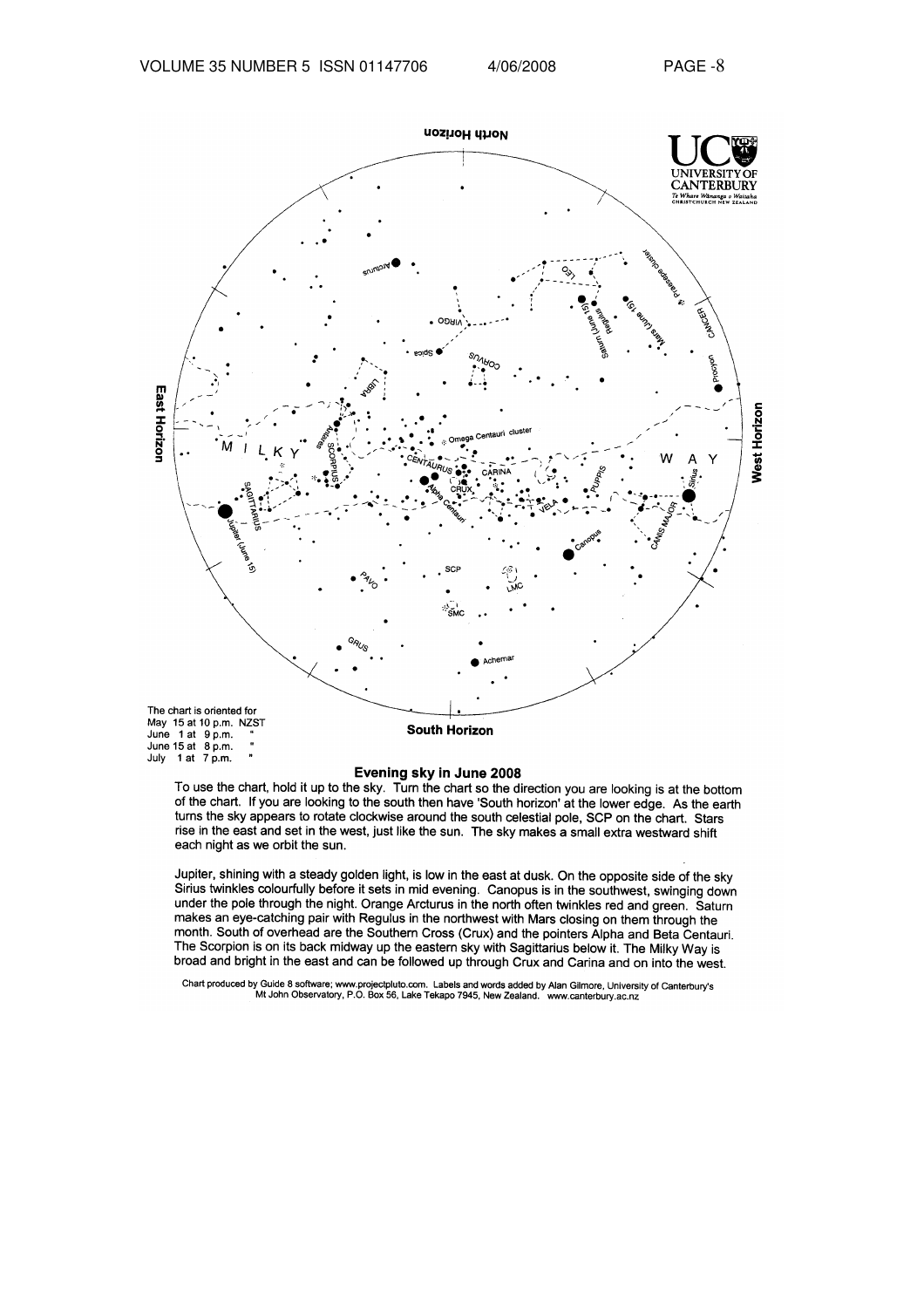North Horizon

East Horizon

West Horizon

South Horizon

The chart is oriented for
May 15 at 10 p.m. NZST
June 1 at 9 p.m. "
June 15 at 8 p.m. "
July 1 at 7 p.m. "

## Evening sky in June 2008

To use the chart, hold it up to the sky. Turn the chart so the direction you are looking is at the bottom of the chart. If you are looking to the south then have 'South horizon' at the lower edge. As the earth turns the sky appears to rotate clockwise around the south celestial pole, SCP on the chart. Stars rise in the east and set in the west, just like the sun. The sky makes a small extra westward shift each night as we orbit the sun.

Jupiter, shining with a steady golden light, is low in the east at dusk. On the opposite side of the sky Sirius twinkles colourfully before it sets in mid evening. Canopus is in the southwest, swinging down under the pole through the night. Orange Arcturus in the north often twinkles red and green. Saturn makes an eye-catching pair with Regulus in the northwest with Mars closing on them through the month. South of overhead are the Southern Cross (Crux) and the pointers Alpha and Beta Centauri. The Scorpion is on its back midway up the eastern sky with Sagittarius below it. The Milky Way is broad and bright in the east and can be followed up through Crux and Carina and on into the west.

Chart produced by Guide 8 software; www.projectpluto.com. Labels and words added by Alan Gilmore, University of Canterbury's Mt John Observatory, P.O. Box 56, Lake Tekapo 7945, New Zealand. www.canterbury.ac.nz